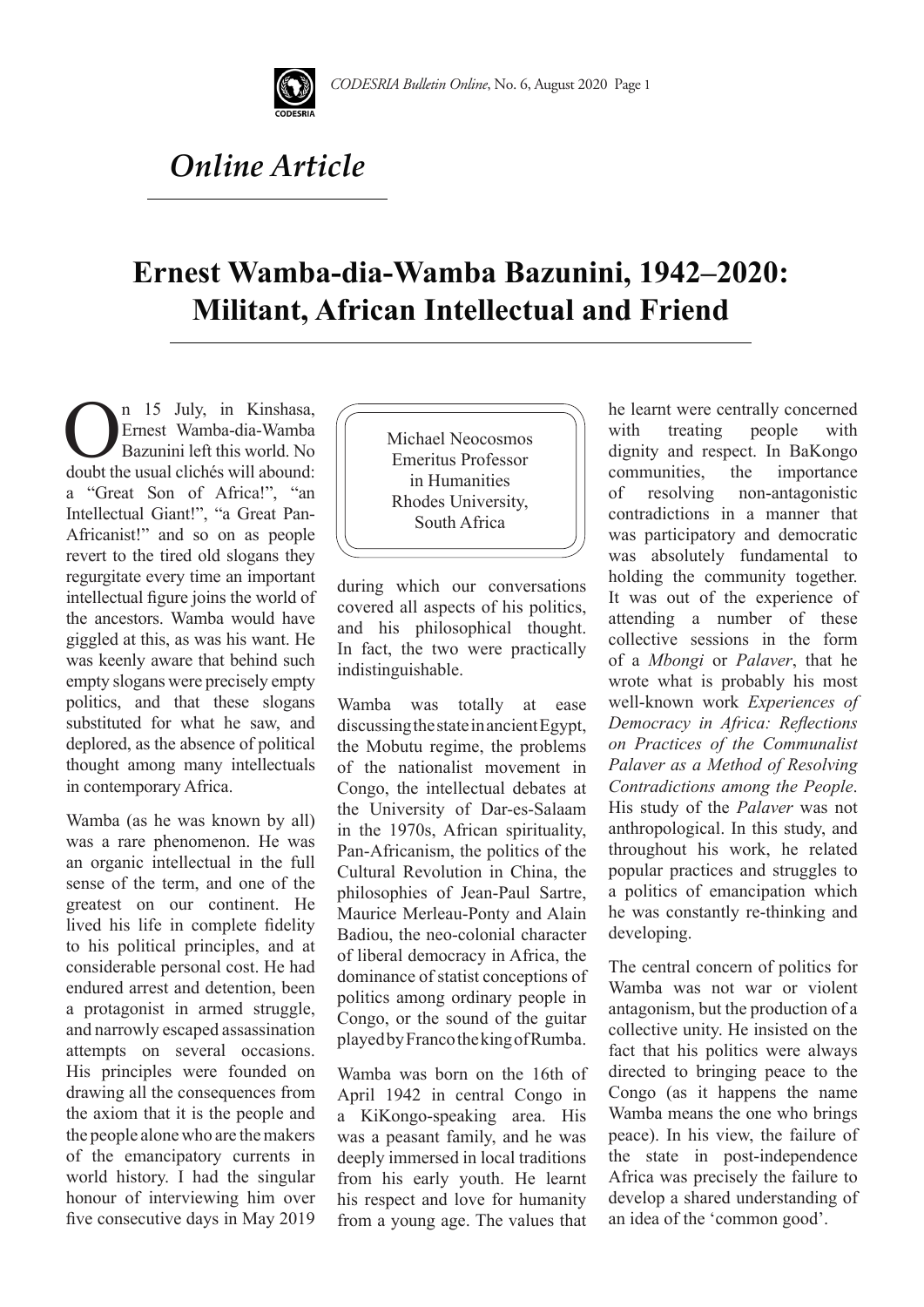*Online Article*

# Ernest Wamba-dia-Wamba Bazunini, 1942–2020: Militant, African Intellectual and Friend

Michael Neocosmos
Emeritus Professor
in Humanities
Rhodes University,
South Africa

On 15 July, in Kinshasa, Ernest Wamba-dia-Wamba Bazunini left this world. No doubt the usual clichés will abound: a "Great Son of Africa!", "an Intellectual Giant!", "a Great Pan-Africanist!" and so on as people revert to the tired old slogans they regurgitate every time an important intellectual figure joins the world of the ancestors. Wamba would have giggled at this, as was his want. He was keenly aware that behind such empty slogans were precisely empty politics, and that these slogans substituted for what he saw, and deplored, as the absence of political thought among many intellectuals in contemporary Africa.

Wamba (as he was known by all) was a rare phenomenon. He was an organic intellectual in the full sense of the term, and one of the greatest on our continent. He lived his life in complete fidelity to his political principles, and at considerable personal cost. He had endured arrest and detention, been a protagonist in armed struggle, and narrowly escaped assassination attempts on several occasions. His principles were founded on drawing all the consequences from the axiom that it is the people and the people alone who are the makers of the emancipatory currents in world history. I had the singular honour of interviewing him over five consecutive days in May 2019 during which our conversations covered all aspects of his politics, and his philosophical thought. In fact, the two were practically indistinguishable.

Wamba was totally at ease discussing the state in ancient Egypt, the Mobutu regime, the problems of the nationalist movement in Congo, the intellectual debates at the University of Dar-es-Salaam in the 1970s, African spirituality, Pan-Africanism, the politics of the Cultural Revolution in China, the philosophies of Jean-Paul Sartre, Maurice Merleau-Ponty and Alain Badiou, the neo-colonial character of liberal democracy in Africa, the dominance of statist conceptions of politics among ordinary people in Congo, or the sound of the guitar played by Franco the king of Rumba.

Wamba was born on the 16th of April 1942 in central Congo in a KiKongo-speaking area. His was a peasant family, and he was deeply immersed in local traditions from his early youth. He learnt his respect and love for humanity from a young age. The values that he learnt were centrally concerned with treating people with dignity and respect. In BaKongo communities, the importance of resolving non-antagonistic contradictions in a manner that was participatory and democratic was absolutely fundamental to holding the community together. It was out of the experience of attending a number of these collective sessions in the form of a *Mbongi* or *Palaver*, that he wrote what is probably his most well-known work *Experiences of Democracy in Africa: Reflections on Practices of the Communalist Palaver as a Method of Resolving Contradictions among the People*. His study of the *Palaver* was not anthropological. In this study, and throughout his work, he related popular practices and struggles to a politics of emancipation which he was constantly re-thinking and developing.

The central concern of politics for Wamba was not war or violent antagonism, but the production of a collective unity. He insisted on the fact that his politics were always directed to bringing peace to the Congo (as it happens the name Wamba means the one who brings peace). In his view, the failure of the state in post-independence Africa was precisely the failure to develop a shared understanding of an idea of the 'common good'.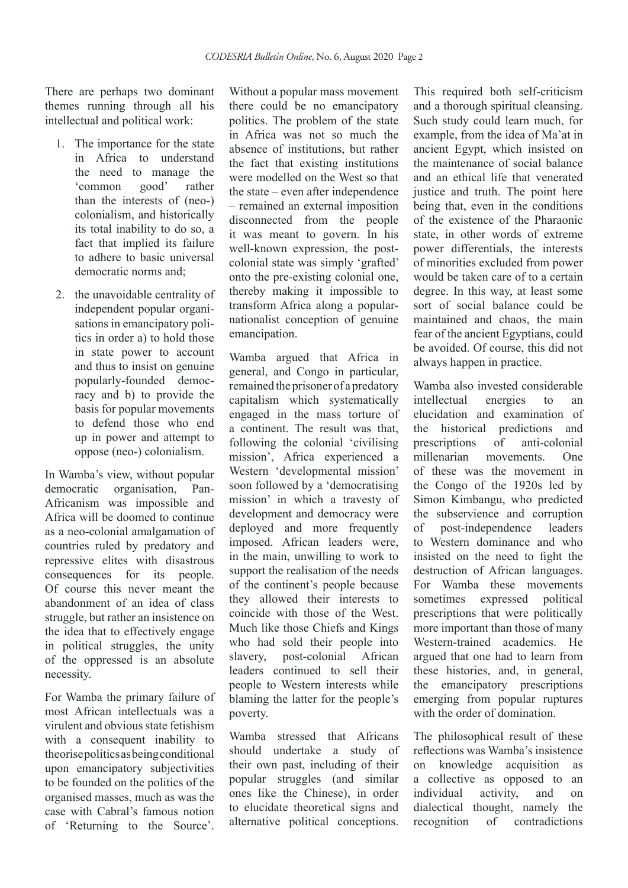There are perhaps two dominant themes running through all his intellectual and political work:

1. The importance for the state in Africa to understand the need to manage the 'common good' rather than the interests of (neo-) colonialism, and historically its total inability to do so, a fact that implied its failure to adhere to basic universal democratic norms and;
2. the unavoidable centrality of independent popular organisations in emancipatory politics in order a) to hold those in state power to account and thus to insist on genuine popularly-founded democracy and b) to provide the basis for popular movements to defend those who end up in power and attempt to oppose (neo-) colonialism.

In Wamba's view, without popular democratic organisation, Pan-Africanism was impossible and Africa will be doomed to continue as a neo-colonial amalgamation of countries ruled by predatory and repressive elites with disastrous consequences for its people. Of course this never meant the abandonment of an idea of class struggle, but rather an insistence on the idea that to effectively engage in political struggles, the unity of the oppressed is an absolute necessity.

For Wamba the primary failure of most African intellectuals was a virulent and obvious state fetishism with a consequent inability to theorise politics as being conditional upon emancipatory subjectivities to be founded on the politics of the organised masses, much as was the case with Cabral's famous notion of 'Returning to the Source'. Without a popular mass movement there could be no emancipatory politics. The problem of the state in Africa was not so much the absence of institutions, but rather the fact that existing institutions were modelled on the West so that the state – even after independence – remained an external imposition disconnected from the people it was meant to govern. In his well-known expression, the post-colonial state was simply 'grafted' onto the pre-existing colonial one, thereby making it impossible to transform Africa along a popular-nationalist conception of genuine emancipation.

Wamba argued that Africa in general, and Congo in particular, remained the prisoner of a predatory capitalism which systematically engaged in the mass torture of a continent. The result was that, following the colonial 'civilising mission', Africa experienced a Western 'developmental mission' soon followed by a 'democratising mission' in which a travesty of development and democracy were deployed and more frequently imposed. African leaders were, in the main, unwilling to work to support the realisation of the needs of the continent's people because they allowed their interests to coincide with those of the West. Much like those Chiefs and Kings who had sold their people into slavery, post-colonial African leaders continued to sell their people to Western interests while blaming the latter for the people's poverty.

Wamba stressed that Africans should undertake a study of their own past, including of their popular struggles (and similar ones like the Chinese), in order to elucidate theoretical signs and alternative political conceptions. This required both self-criticism and a thorough spiritual cleansing. Such study could learn much, for example, from the idea of Ma'at in ancient Egypt, which insisted on the maintenance of social balance and an ethical life that venerated justice and truth. The point here being that, even in the conditions of the existence of the Pharaonic state, in other words of extreme power differentials, the interests of minorities excluded from power would be taken care of to a certain degree. In this way, at least some sort of social balance could be maintained and chaos, the main fear of the ancient Egyptians, could be avoided. Of course, this did not always happen in practice.

Wamba also invested considerable intellectual energies to an elucidation and examination of the historical predictions and prescriptions of anti-colonial millenarian movements. One of these was the movement in the Congo of the 1920s led by Simon Kimbangu, who predicted the subservience and corruption of post-independence leaders to Western dominance and who insisted on the need to fight the destruction of African languages. For Wamba these movements sometimes expressed political prescriptions that were politically more important than those of many Western-trained academics. He argued that one had to learn from these histories, and, in general, the emancipatory prescriptions emerging from popular ruptures with the order of domination.

The philosophical result of these reflections was Wamba's insistence on knowledge acquisition as a collective as opposed to an individual activity, and on dialectical thought, namely the recognition of contradictions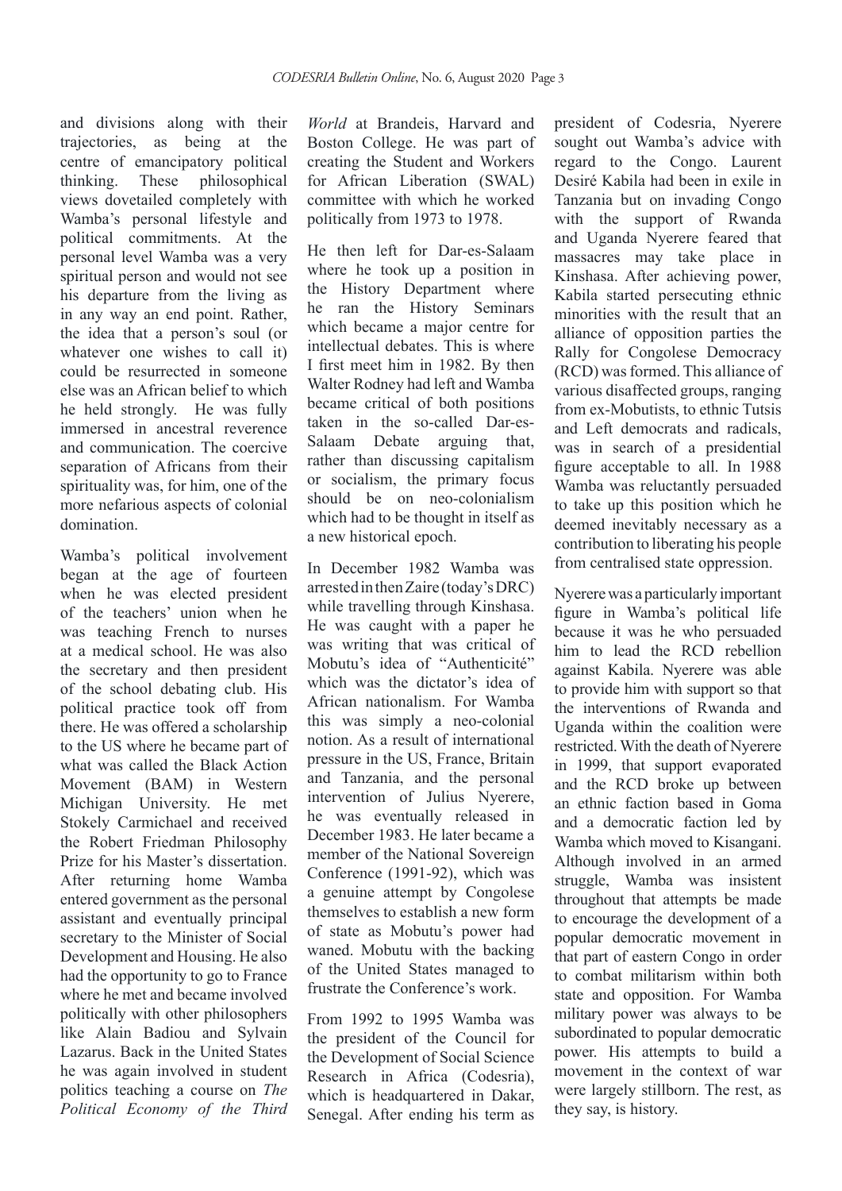and divisions along with their trajectories, as being at the centre of emancipatory political thinking. These philosophical views dovetailed completely with Wamba's personal lifestyle and political commitments. At the personal level Wamba was a very spiritual person and would not see his departure from the living as in any way an end point. Rather, the idea that a person's soul (or whatever one wishes to call it) could be resurrected in someone else was an African belief to which he held strongly. He was fully immersed in ancestral reverence and communication. The coercive separation of Africans from their spirituality was, for him, one of the more nefarious aspects of colonial domination.

Wamba's political involvement began at the age of fourteen when he was elected president of the teachers' union when he was teaching French to nurses at a medical school. He was also the secretary and then president of the school debating club. His political practice took off from there. He was offered a scholarship to the US where he became part of what was called the Black Action Movement (BAM) in Western Michigan University. He met Stokely Carmichael and received the Robert Friedman Philosophy Prize for his Master's dissertation. After returning home Wamba entered government as the personal assistant and eventually principal secretary to the Minister of Social Development and Housing. He also had the opportunity to go to France where he met and became involved politically with other philosophers like Alain Badiou and Sylvain Lazarus. Back in the United States he was again involved in student politics teaching a course on *The Political Economy of the Third World* at Brandeis, Harvard and Boston College. He was part of creating the Student and Workers for African Liberation (SWAL) committee with which he worked politically from 1973 to 1978.

He then left for Dar-es-Salaam where he took up a position in the History Department where he ran the History Seminars which became a major centre for intellectual debates. This is where I first meet him in 1982. By then Walter Rodney had left and Wamba became critical of both positions taken in the so-called Dar-es-Salaam Debate arguing that, rather than discussing capitalism or socialism, the primary focus should be on neo-colonialism which had to be thought in itself as a new historical epoch.

In December 1982 Wamba was arrested in then Zaire (today's DRC) while travelling through Kinshasa. He was caught with a paper he was writing that was critical of Mobutu's idea of "Authenticité" which was the dictator's idea of African nationalism. For Wamba this was simply a neo-colonial notion. As a result of international pressure in the US, France, Britain and Tanzania, and the personal intervention of Julius Nyerere, he was eventually released in December 1983. He later became a member of the National Sovereign Conference (1991-92), which was a genuine attempt by Congolese themselves to establish a new form of state as Mobutu's power had waned. Mobutu with the backing of the United States managed to frustrate the Conference's work.

From 1992 to 1995 Wamba was the president of the Council for the Development of Social Science Research in Africa (Codesria), which is headquartered in Dakar, Senegal. After ending his term as president of Codesria, Nyerere sought out Wamba's advice with regard to the Congo. Laurent Desiré Kabila had been in exile in Tanzania but on invading Congo with the support of Rwanda and Uganda Nyerere feared that massacres may take place in Kinshasa. After achieving power, Kabila started persecuting ethnic minorities with the result that an alliance of opposition parties the Rally for Congolese Democracy (RCD) was formed. This alliance of various disaffected groups, ranging from ex-Mobutists, to ethnic Tutsis and Left democrats and radicals, was in search of a presidential figure acceptable to all. In 1988 Wamba was reluctantly persuaded to take up this position which he deemed inevitably necessary as a contribution to liberating his people from centralised state oppression.

Nyerere was a particularly important figure in Wamba's political life because it was he who persuaded him to lead the RCD rebellion against Kabila. Nyerere was able to provide him with support so that the interventions of Rwanda and Uganda within the coalition were restricted. With the death of Nyerere in 1999, that support evaporated and the RCD broke up between an ethnic faction based in Goma and a democratic faction led by Wamba which moved to Kisangani. Although involved in an armed struggle, Wamba was insistent throughout that attempts be made to encourage the development of a popular democratic movement in that part of eastern Congo in order to combat militarism within both state and opposition. For Wamba military power was always to be subordinated to popular democratic power. His attempts to build a movement in the context of war were largely stillborn. The rest, as they say, is history.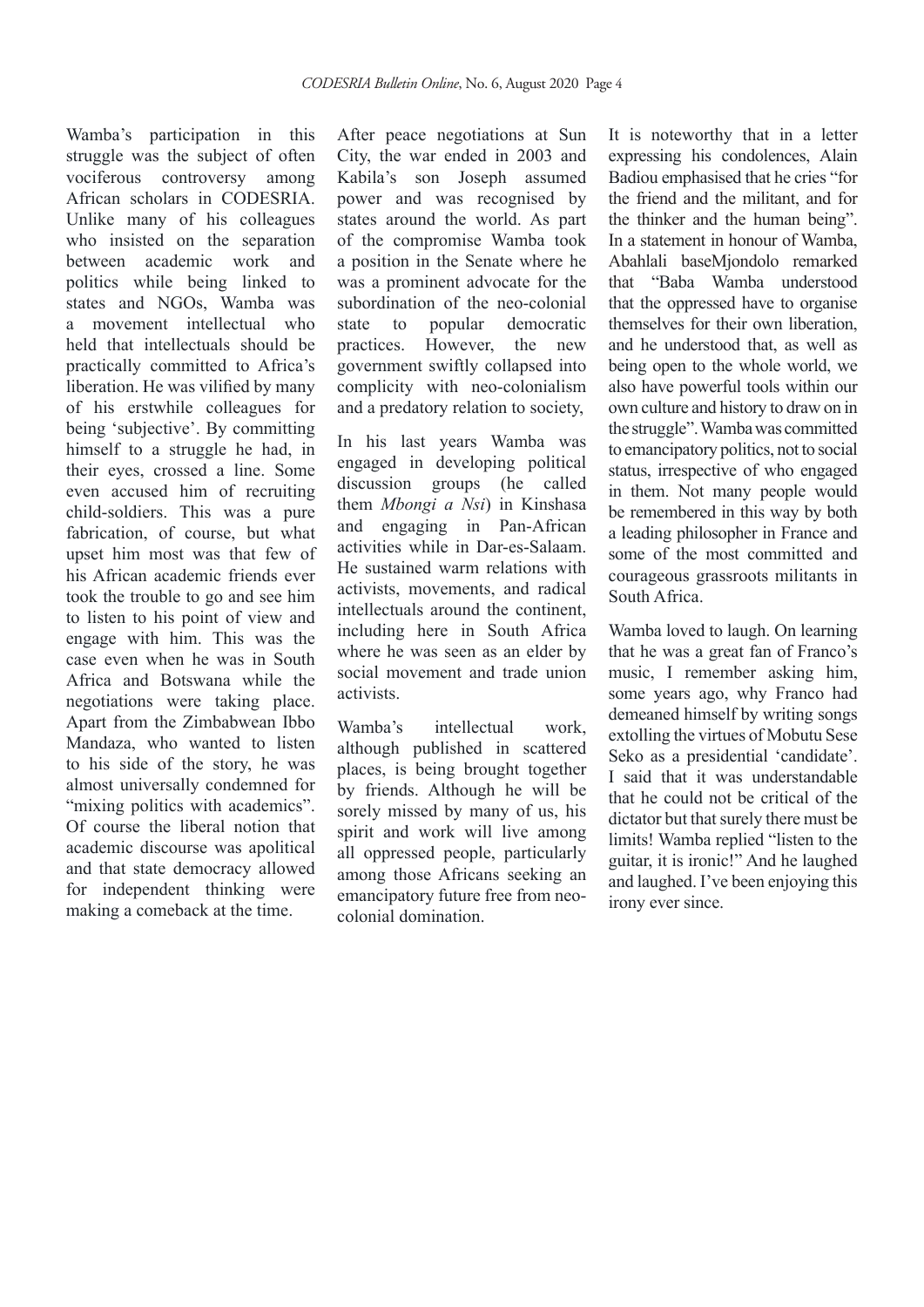Wamba's participation in this struggle was the subject of often vociferous controversy among African scholars in CODESRIA. Unlike many of his colleagues who insisted on the separation between academic work and politics while being linked to states and NGOs, Wamba was a movement intellectual who held that intellectuals should be practically committed to Africa's liberation. He was vilified by many of his erstwhile colleagues for being 'subjective'. By committing himself to a struggle he had, in their eyes, crossed a line. Some even accused him of recruiting child-soldiers. This was a pure fabrication, of course, but what upset him most was that few of his African academic friends ever took the trouble to go and see him to listen to his point of view and engage with him. This was the case even when he was in South Africa and Botswana while the negotiations were taking place. Apart from the Zimbabwean Ibbo Mandaza, who wanted to listen to his side of the story, he was almost universally condemned for "mixing politics with academics". Of course the liberal notion that academic discourse was apolitical and that state democracy allowed for independent thinking were making a comeback at the time.

After peace negotiations at Sun City, the war ended in 2003 and Kabila's son Joseph assumed power and was recognised by states around the world. As part of the compromise Wamba took a position in the Senate where he was a prominent advocate for the subordination of the neo-colonial state to popular democratic practices. However, the new government swiftly collapsed into complicity with neo-colonialism and a predatory relation to society,

In his last years Wamba was engaged in developing political discussion groups (he called them *Mbongi a Nsi*) in Kinshasa and engaging in Pan-African activities while in Dar-es-Salaam. He sustained warm relations with activists, movements, and radical intellectuals around the continent, including here in South Africa where he was seen as an elder by social movement and trade union activists.

Wamba's intellectual work, although published in scattered places, is being brought together by friends. Although he will be sorely missed by many of us, his spirit and work will live among all oppressed people, particularly among those Africans seeking an emancipatory future free from neo-colonial domination.

It is noteworthy that in a letter expressing his condolences, Alain Badiou emphasised that he cries "for the friend and the militant, and for the thinker and the human being". In a statement in honour of Wamba, Abahlali baseMjondolo remarked that "Baba Wamba understood that the oppressed have to organise themselves for their own liberation, and he understood that, as well as being open to the whole world, we also have powerful tools within our own culture and history to draw on in the struggle". Wamba was committed to emancipatory politics, not to social status, irrespective of who engaged in them. Not many people would be remembered in this way by both a leading philosopher in France and some of the most committed and courageous grassroots militants in South Africa.

Wamba loved to laugh. On learning that he was a great fan of Franco's music, I remember asking him, some years ago, why Franco had demeaned himself by writing songs extolling the virtues of Mobutu Sese Seko as a presidential 'candidate'. I said that it was understandable that he could not be critical of the dictator but that surely there must be limits! Wamba replied "listen to the guitar, it is ironic!" And he laughed and laughed. I've been enjoying this irony ever since.